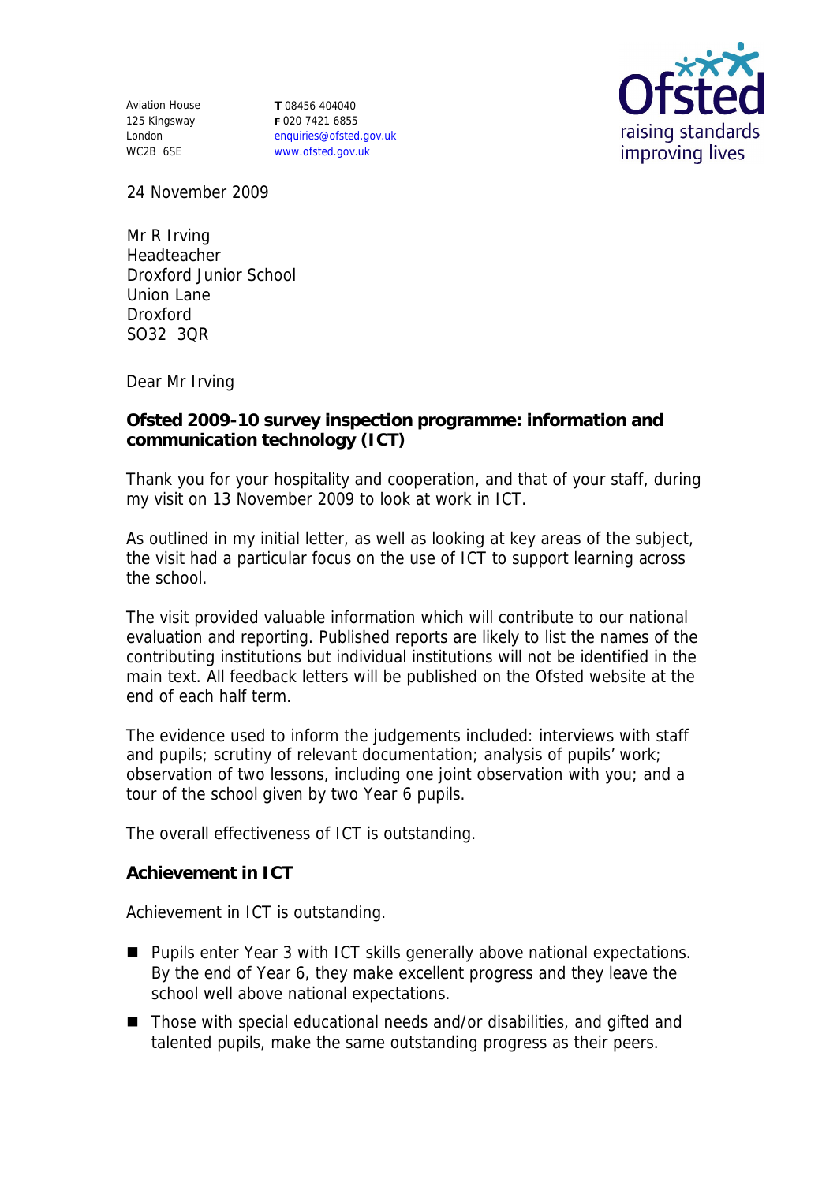Aviation House
125 Kingsway
London
WC2B 6SE

**T** 08456 404040
**F** 020 7421 6855
enquiries@ofsted.gov.uk
www.ofsted.gov.uk

24 November 2009

Mr R Irving
Headteacher
Droxford Junior School
Union Lane
Droxford
SO32 3QR

Dear Mr Irving

**Ofsted 2009-10 survey inspection programme: information and communication technology (ICT)**

Thank you for your hospitality and cooperation, and that of your staff, during my visit on 13 November 2009 to look at work in ICT.

As outlined in my initial letter, as well as looking at key areas of the subject, the visit had a particular focus on the use of ICT to support learning across the school.

The visit provided valuable information which will contribute to our national evaluation and reporting. Published reports are likely to list the names of the contributing institutions but individual institutions will not be identified in the main text. All feedback letters will be published on the Ofsted website at the end of each half term.

The evidence used to inform the judgements included: interviews with staff and pupils; scrutiny of relevant documentation; analysis of pupils' work; observation of two lessons, including one joint observation with you; and a tour of the school given by two Year 6 pupils.

The overall effectiveness of ICT is outstanding.

**Achievement in ICT**

Achievement in ICT is outstanding.

- Pupils enter Year 3 with ICT skills generally above national expectations. By the end of Year 6, they make excellent progress and they leave the school well above national expectations.
- Those with special educational needs and/or disabilities, and gifted and talented pupils, make the same outstanding progress as their peers.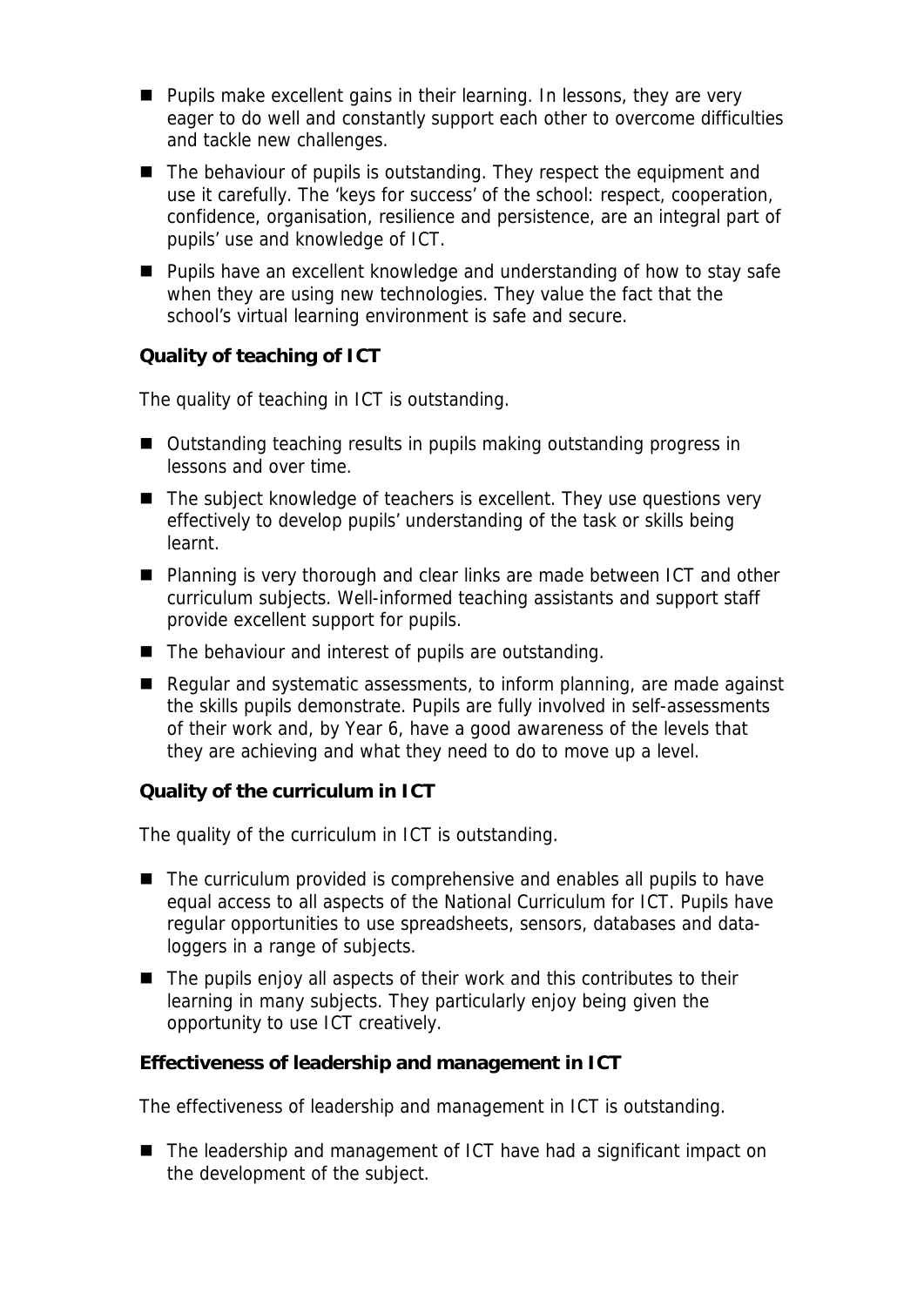- Pupils make excellent gains in their learning. In lessons, they are very eager to do well and constantly support each other to overcome difficulties and tackle new challenges.
- The behaviour of pupils is outstanding. They respect the equipment and use it carefully. The 'keys for success' of the school: respect, cooperation, confidence, organisation, resilience and persistence, are an integral part of pupils' use and knowledge of ICT.
- Pupils have an excellent knowledge and understanding of how to stay safe when they are using new technologies. They value the fact that the school's virtual learning environment is safe and secure.

**Quality of teaching of ICT**

The quality of teaching in ICT is outstanding.

- Outstanding teaching results in pupils making outstanding progress in lessons and over time.
- The subject knowledge of teachers is excellent. They use questions very effectively to develop pupils' understanding of the task or skills being learnt.
- Planning is very thorough and clear links are made between ICT and other curriculum subjects. Well-informed teaching assistants and support staff provide excellent support for pupils.
- The behaviour and interest of pupils are outstanding.
- Regular and systematic assessments, to inform planning, are made against the skills pupils demonstrate. Pupils are fully involved in self-assessments of their work and, by Year 6, have a good awareness of the levels that they are achieving and what they need to do to move up a level.

**Quality of the curriculum in ICT**

The quality of the curriculum in ICT is outstanding.

- The curriculum provided is comprehensive and enables all pupils to have equal access to all aspects of the National Curriculum for ICT. Pupils have regular opportunities to use spreadsheets, sensors, databases and data-loggers in a range of subjects.
- The pupils enjoy all aspects of their work and this contributes to their learning in many subjects. They particularly enjoy being given the opportunity to use ICT creatively.

**Effectiveness of leadership and management in ICT**

The effectiveness of leadership and management in ICT is outstanding.

- The leadership and management of ICT have had a significant impact on the development of the subject.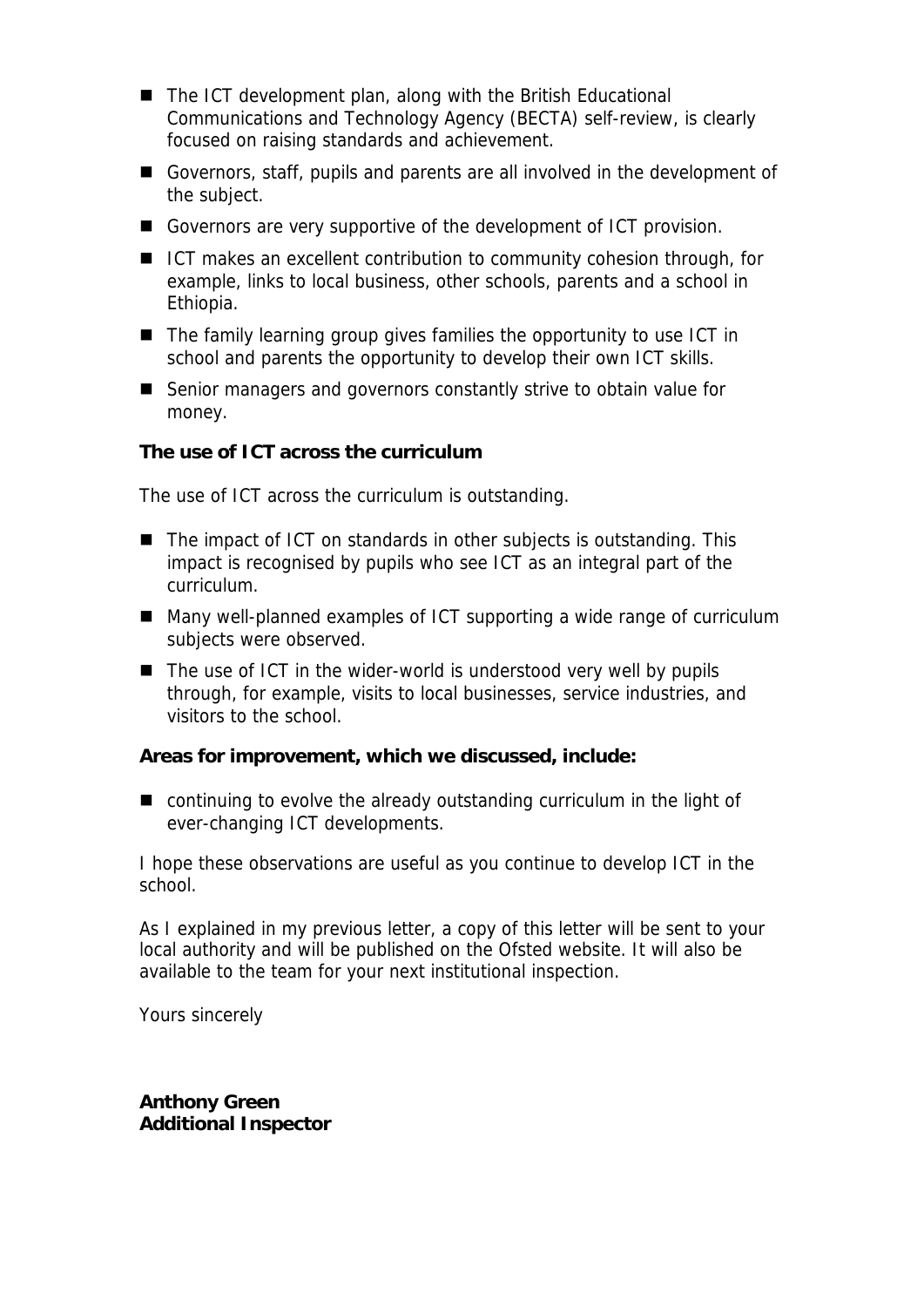- The ICT development plan, along with the British Educational Communications and Technology Agency (BECTA) self-review, is clearly focused on raising standards and achievement.
- Governors, staff, pupils and parents are all involved in the development of the subject.
- Governors are very supportive of the development of ICT provision.
- ICT makes an excellent contribution to community cohesion through, for example, links to local business, other schools, parents and a school in Ethiopia.
- The family learning group gives families the opportunity to use ICT in school and parents the opportunity to develop their own ICT skills.
- Senior managers and governors constantly strive to obtain value for money.

**The use of ICT across the curriculum**

The use of ICT across the curriculum is outstanding.

- The impact of ICT on standards in other subjects is outstanding. This impact is recognised by pupils who see ICT as an integral part of the curriculum.
- Many well-planned examples of ICT supporting a wide range of curriculum subjects were observed.
- The use of ICT in the wider-world is understood very well by pupils through, for example, visits to local businesses, service industries, and visitors to the school.

**Areas for improvement, which we discussed, include:**

- continuing to evolve the already outstanding curriculum in the light of ever-changing ICT developments.

I hope these observations are useful as you continue to develop ICT in the school.

As I explained in my previous letter, a copy of this letter will be sent to your local authority and will be published on the Ofsted website. It will also be available to the team for your next institutional inspection.

Yours sincerely

**Anthony Green**
**Additional Inspector**